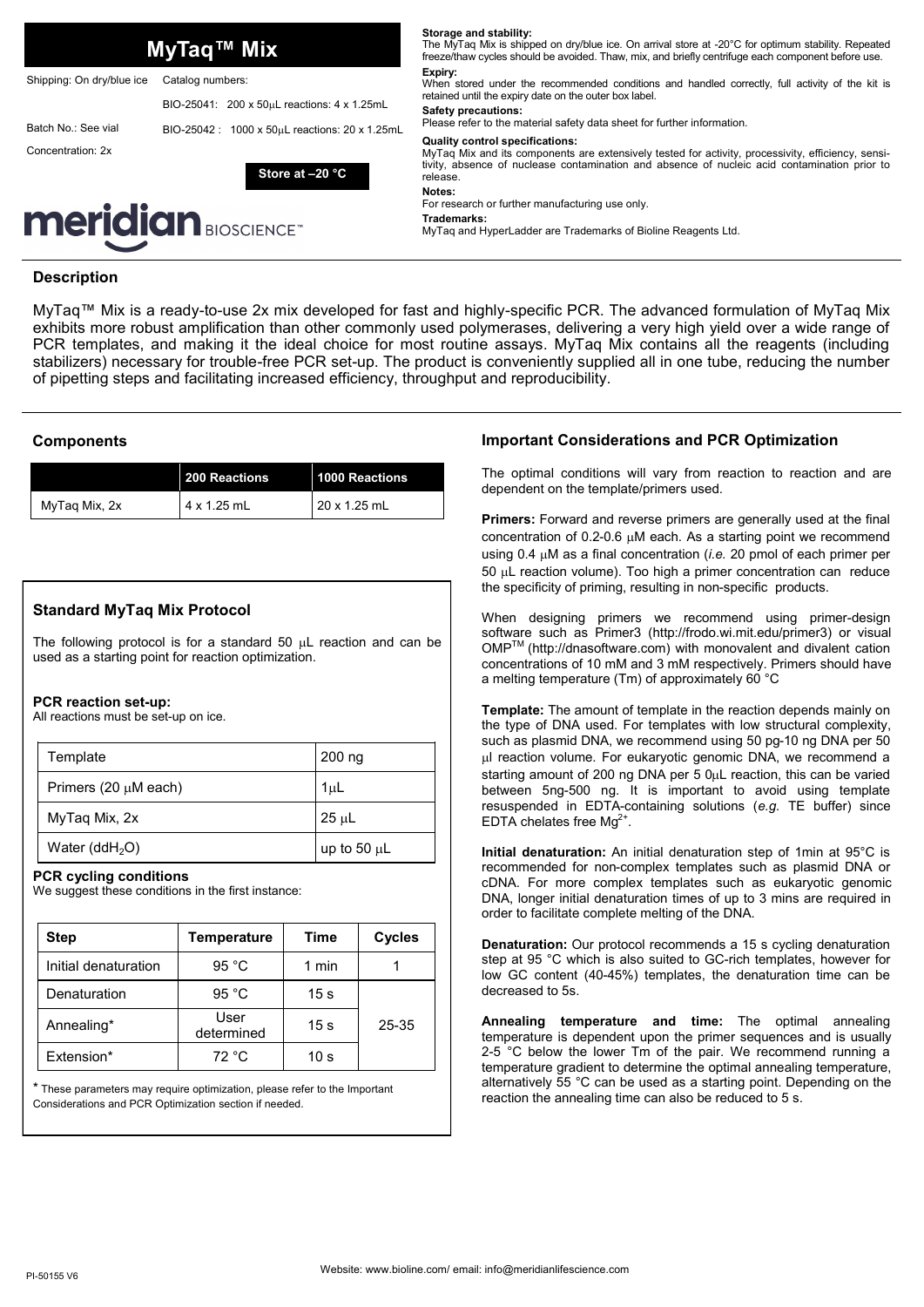# MyTaq™ Mix

Shipping: On dry/blue ice

Catalog numbers:

BIO-25041: 200 x 50μL reactions: 4 x 1.25mL

BIO-25042 : 1000 x 50μL reactions: 20 x 1.25mL

Batch No.: See vial

Concentration: 2x

**Store at –20 °C**

meridian BIOSCIENCE™

**Storage and stability:**
The MyTaq Mix is shipped on dry/blue ice. On arrival store at -20°C for optimum stability. Repeated freeze/thaw cycles should be avoided. Thaw, mix, and briefly centrifuge each component before use.

**Expiry:**
When stored under the recommended conditions and handled correctly, full activity of the kit is retained until the expiry date on the outer box label.

**Safety precautions:**
Please refer to the material safety data sheet for further information.

**Quality control specifications:**
MyTaq Mix and its components are extensively tested for activity, processivity, efficiency, sensitivity, absence of nuclease contamination and absence of nucleic acid contamination prior to release.

**Notes:**
For research or further manufacturing use only.

**Trademarks:**
MyTaq and HyperLadder are Trademarks of Bioline Reagents Ltd.

## Description

MyTaq™ Mix is a ready-to-use 2x mix developed for fast and highly-specific PCR. The advanced formulation of MyTaq Mix exhibits more robust amplification than other commonly used polymerases, delivering a very high yield over a wide range of PCR templates, and making it the ideal choice for most routine assays. MyTaq Mix contains all the reagents (including stabilizers) necessary for trouble-free PCR set-up. The product is conveniently supplied all in one tube, reducing the number of pipetting steps and facilitating increased efficiency, throughput and reproducibility.

## Components

| | 200 Reactions | 1000 Reactions |
|---|---|---|
| MyTaq Mix, 2x | 4 x 1.25 mL | 20 x 1.25 mL |

## Standard MyTaq Mix Protocol

The following protocol is for a standard 50 μL reaction and can be used as a starting point for reaction optimization.

**PCR reaction set-up:**
All reactions must be set-up on ice.

| | |
|---|---|
| Template | 200 ng |
| Primers (20 μM each) | 1μL |
| MyTaq Mix, 2x | 25 μL |
| Water ($ddH_2O$) | up to 50 μL |

**PCR cycling conditions**
We suggest these conditions in the first instance:

| Step | Temperature | Time | Cycles |
|---|---|---|---|
| Initial denaturation | 95 °C | 1 min | 1 |
| Denaturation | 95 °C | 15 s | 25-35 |
| Annealing* | User determined | 15 s | |
| Extension* | 72 °C | 10 s | |

\* These parameters may require optimization, please refer to the Important Considerations and PCR Optimization section if needed.

## Important Considerations and PCR Optimization

The optimal conditions will vary from reaction to reaction and are dependent on the template/primers used.

**Primers:** Forward and reverse primers are generally used at the final concentration of 0.2-0.6 μM each. As a starting point we recommend using 0.4 μM as a final concentration (*i.e.* 20 pmol of each primer per 50 μL reaction volume). Too high a primer concentration can reduce the specificity of priming, resulting in non-specific products.

When designing primers we recommend using primer-design software such as Primer3 (http://frodo.wi.mit.edu/primer3) or visual OMP™ (http://dnasoftware.com) with monovalent and divalent cation concentrations of 10 mM and 3 mM respectively. Primers should have a melting temperature (Tm) of approximately 60 °C

**Template:** The amount of template in the reaction depends mainly on the type of DNA used. For templates with low structural complexity, such as plasmid DNA, we recommend using 50 pg-10 ng DNA per 50 μl reaction volume. For eukaryotic genomic DNA, we recommend a starting amount of 200 ng DNA per 5 0μL reaction, this can be varied between 5ng-500 ng. It is important to avoid using template resuspended in EDTA-containing solutions (*e.g.* TE buffer) since EDTA chelates free $Mg^{2+}$.

**Initial denaturation:** An initial denaturation step of 1min at 95°C is recommended for non-complex templates such as plasmid DNA or cDNA. For more complex templates such as eukaryotic genomic DNA, longer initial denaturation times of up to 3 mins are required in order to facilitate complete melting of the DNA.

**Denaturation:** Our protocol recommends a 15 s cycling denaturation step at 95 °C which is also suited to GC-rich templates, however for low GC content (40-45%) templates, the denaturation time can be decreased to 5s.

**Annealing temperature and time:** The optimal annealing temperature is dependent upon the primer sequences and is usually 2-5 °C below the lower Tm of the pair. We recommend running a temperature gradient to determine the optimal annealing temperature, alternatively 55 °C can be used as a starting point. Depending on the reaction the annealing time can also be reduced to 5 s.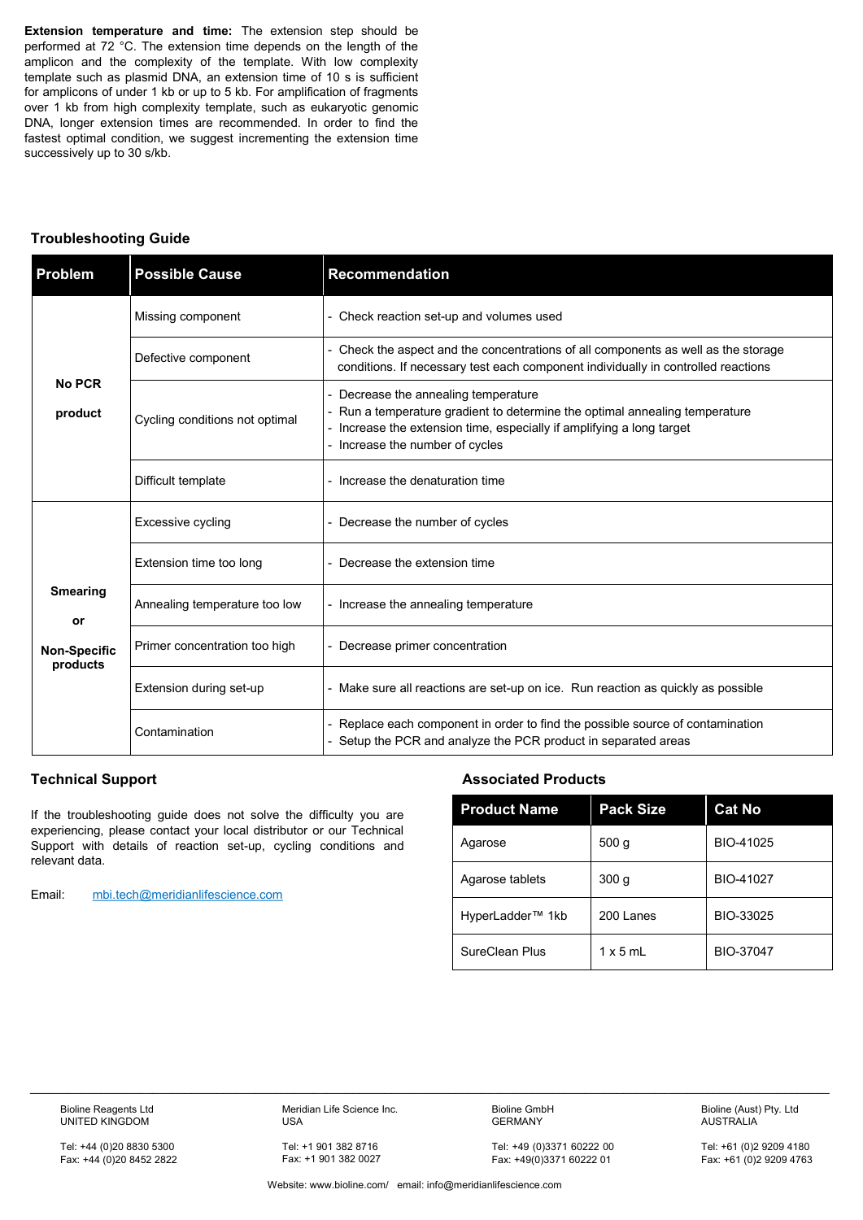**Extension temperature and time:** The extension step should be performed at 72 °C. The extension time depends on the length of the amplicon and the complexity of the template. With low complexity template such as plasmid DNA, an extension time of 10 s is sufficient for amplicons of under 1 kb or up to 5 kb. For amplification of fragments over 1 kb from high complexity template, such as eukaryotic genomic DNA, longer extension times are recommended. In order to find the fastest optimal condition, we suggest incrementing the extension time successively up to 30 s/kb.

## Troubleshooting Guide

| Problem | Possible Cause | Recommendation |
|---|---|---|
| No PCR product | Missing component | - Check reaction set-up and volumes used |
| | Defective component | - Check the aspect and the concentrations of all components as well as the storage conditions. If necessary test each component individually in controlled reactions |
| | Cycling conditions not optimal | - Decrease the annealing temperature<br>- Run a temperature gradient to determine the optimal annealing temperature<br>- Increase the extension time, especially if amplifying a long target<br>- Increase the number of cycles |
| | Difficult template | - Increase the denaturation time |
| Smearing or Non-Specific products | Excessive cycling | - Decrease the number of cycles |
| | Extension time too long | - Decrease the extension time |
| | Annealing temperature too low | - Increase the annealing temperature |
| | Primer concentration too high | - Decrease primer concentration |
| | Extension during set-up | - Make sure all reactions are set-up on ice. Run reaction as quickly as possible |
| | Contamination | - Replace each component in order to find the possible source of contamination<br>- Setup the PCR and analyze the PCR product in separated areas |

## Technical Support

If the troubleshooting guide does not solve the difficulty you are experiencing, please contact your local distributor or our Technical Support with details of reaction set-up, cycling conditions and relevant data.

Email: mbi.tech@meridianlifescience.com

## Associated Products

| Product Name | Pack Size | Cat No |
|---|---|---|
| Agarose | 500 g | BIO-41025 |
| Agarose tablets | 300 g | BIO-41027 |
| HyperLadder™ 1kb | 200 Lanes | BIO-33025 |
| SureClean Plus | 1 x 5 mL | BIO-37047 |

Bioline Reagents Ltd
UNITED KINGDOM

Tel: +44 (0)20 8830 5300
Fax: +44 (0)20 8452 2822

Meridian Life Science Inc.
USA

Tel: +1 901 382 8716
Fax: +1 901 382 0027

Bioline GmbH
GERMANY

Tel: +49 (0)3371 60222 00
Fax: +49(0)3371 60222 01

Bioline (Aust) Pty. Ltd
AUSTRALIA

Tel: +61 (0)2 9209 4180
Fax: +61 (0)2 9209 4763

Website: www.bioline.com/ email: info@meridianlifescience.com